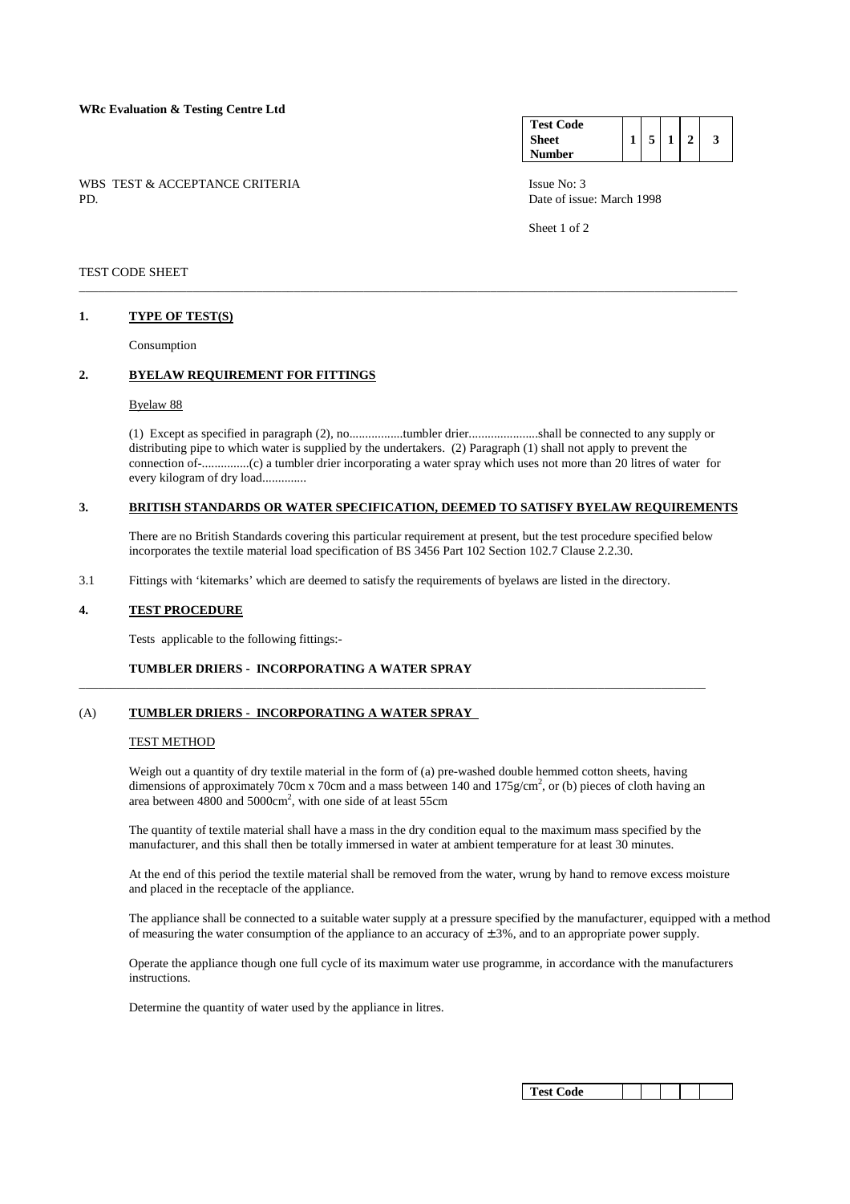**WRc Evaluation & Testing Centre Ltd**

| Test Code Sheet Number | 1 | 5 | 1 | 2 | 3 |
|---|---|---|---|---|---|

WBS TEST & ACCEPTANCE CRITERIA
PD.

Issue No: 3
Date of issue: March 1998

TEST CODE SHEET

---

## 1. TYPE OF TEST(S)

Consumption

## 2. BYELAW REQUIREMENT FOR FITTINGS

Byelaw 88

(1) Except as specified in paragraph (2), no.................tumbler drier......................shall be connected to any supply or distributing pipe to which water is supplied by the undertakers. (2) Paragraph (1) shall not apply to prevent the connection of-...............(c) a tumbler drier incorporating a water spray which uses not more than 20 litres of water for every kilogram of dry load..............

## 3. BRITISH STANDARDS OR WATER SPECIFICATION, DEEMED TO SATISFY BYELAW REQUIREMENTS

There are no British Standards covering this particular requirement at present, but the test procedure specified below incorporates the textile material load specification of BS 3456 Part 102 Section 102.7 Clause 2.2.30.

3.1 Fittings with 'kitemarks' which are deemed to satisfy the requirements of byelaws are listed in the directory.

## 4. TEST PROCEDURE

Tests applicable to the following fittings:-

**TUMBLER DRIERS - INCORPORATING A WATER SPRAY**

---

## (A) TUMBLER DRIERS - INCORPORATING A WATER SPRAY

TEST METHOD

Weigh out a quantity of dry textile material in the form of (a) pre-washed double hemmed cotton sheets, having dimensions of approximately 70cm x 70cm and a mass between 140 and 175g/cm$^2$, or (b) pieces of cloth having an area between 4800 and 5000cm$^2$, with one side of at least 55cm

The quantity of textile material shall have a mass in the dry condition equal to the maximum mass specified by the manufacturer, and this shall then be totally immersed in water at ambient temperature for at least 30 minutes.

At the end of this period the textile material shall be removed from the water, wrung by hand to remove excess moisture and placed in the receptacle of the appliance.

The appliance shall be connected to a suitable water supply at a pressure specified by the manufacturer, equipped with a method of measuring the water consumption of the appliance to an accuracy of $\pm$ 3%, and to an appropriate power supply.

Operate the appliance though one full cycle of its maximum water use programme, in accordance with the manufacturers instructions.

Determine the quantity of water used by the appliance in litres.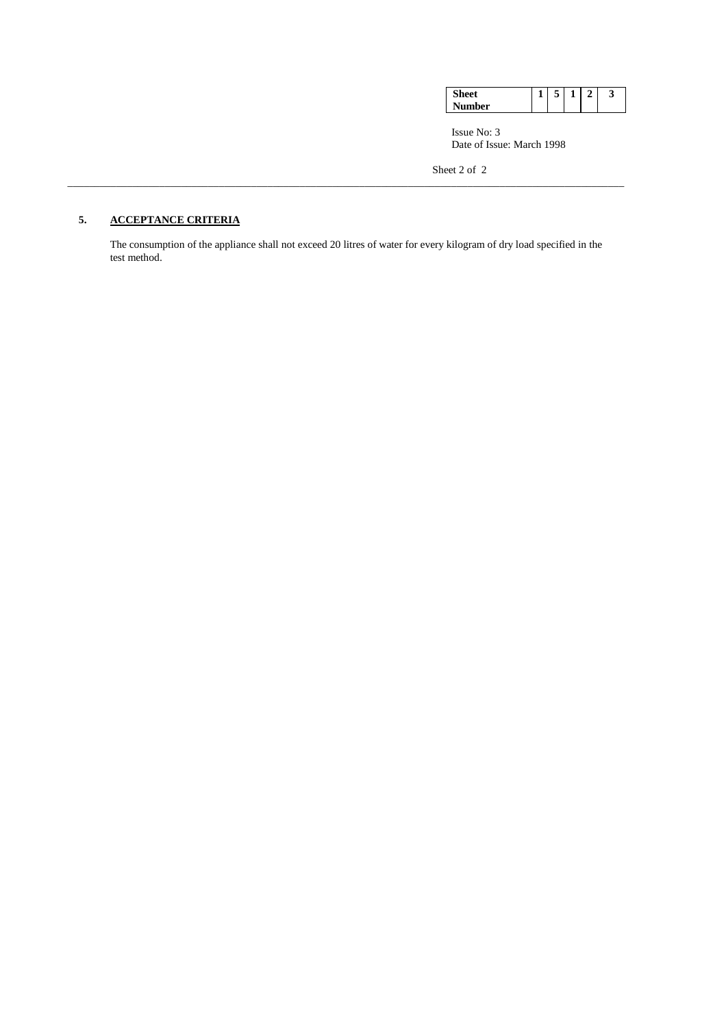| Sheet Number | 1 | 5 | 1 | 2 | 3 |
|---|---|---|---|---|---|

Issue No: 3
Date of Issue: March 1998

## 5. ACCEPTANCE CRITERIA

The consumption of the appliance shall not exceed 20 litres of water for every kilogram of dry load specified in the test method.